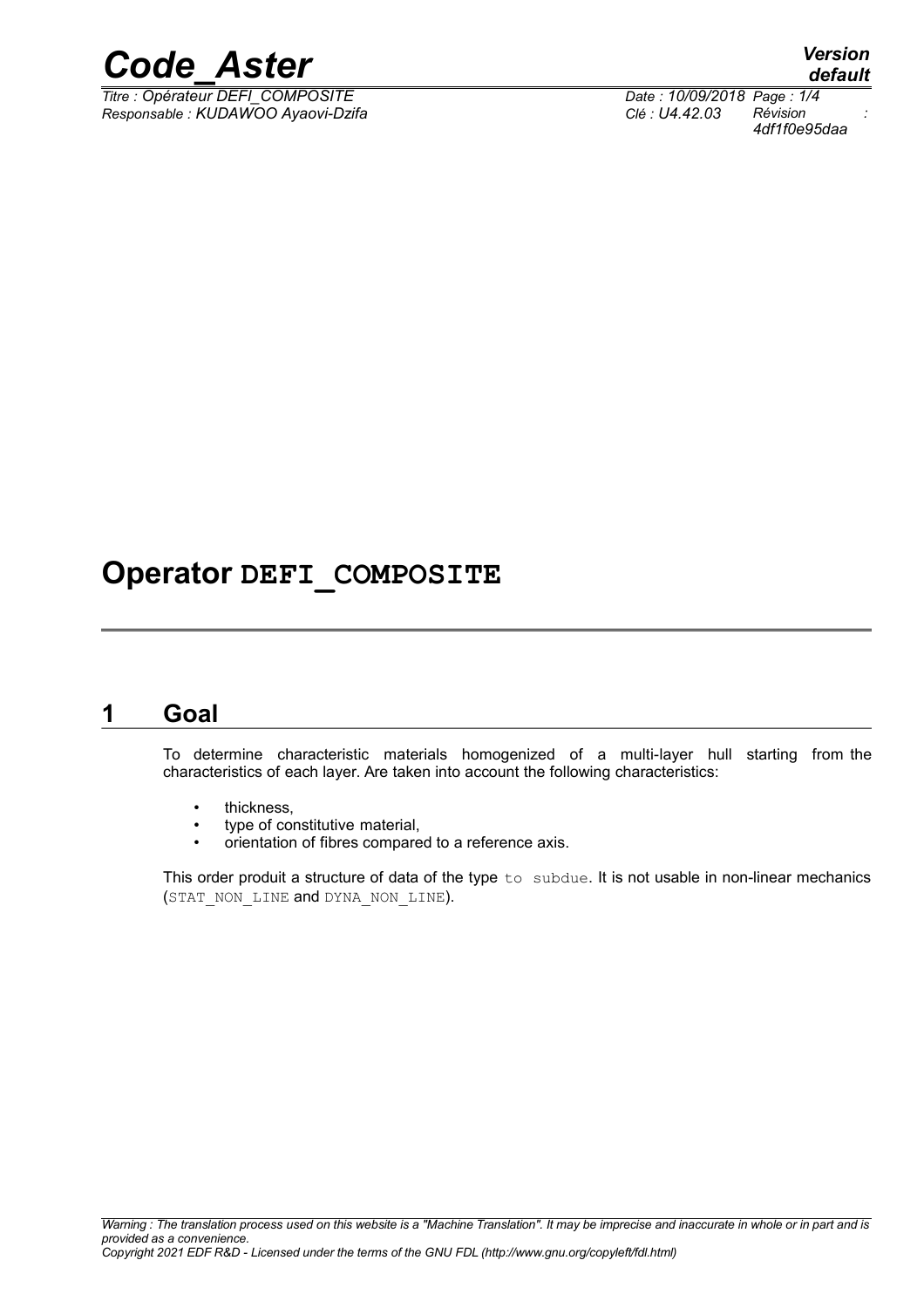# Operator DEFI_COMPOSITE

## 1 Goal

To determine characteristic materials homogenized of a multi-layer hull starting from the characteristics of each layer. Are taken into account the following characteristics:

- thickness,
- type of constitutive material,
- orientation of fibres compared to a reference axis.

This order produit a structure of data of the type `to subdue`. It is not usable in non-linear mechanics (`STAT_NON_LINE` and `DYNA_NON_LINE`).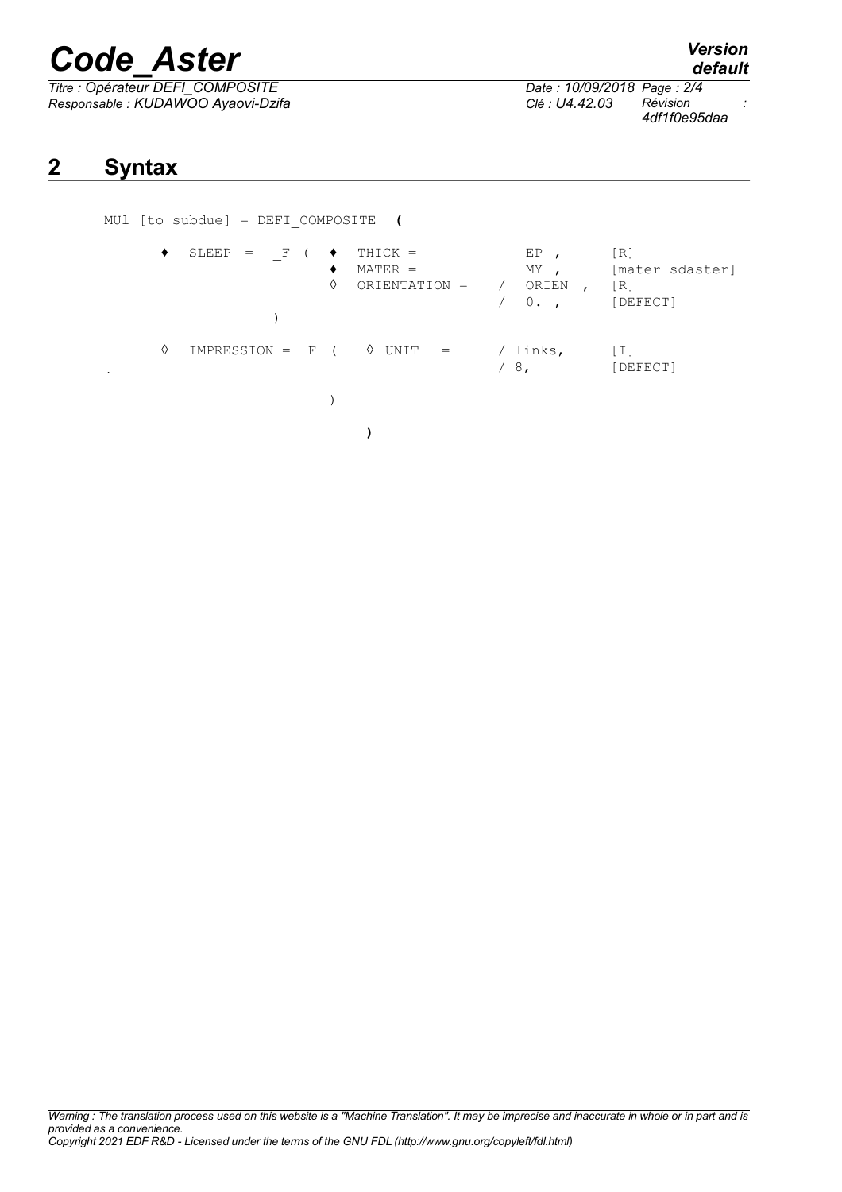## 2 Syntax

```
MUl [to subdue] = DEFI_COMPOSITE  (

    ♦  SLEEP  =  _F  (  ♦  THICK =              EP ,        [R]
                        ♦  MATER =              MY ,        [mater_sdaster]
                        ◊  ORIENTATION =    /  ORIEN ,     [R]
                                            /  0. ,        [DEFECT]
                     )

    ◊  IMPRESSION = _F  (   ◊ UNIT   =      / links,       [I]
.                                           / 8,           [DEFECT]

                        )

                           )
```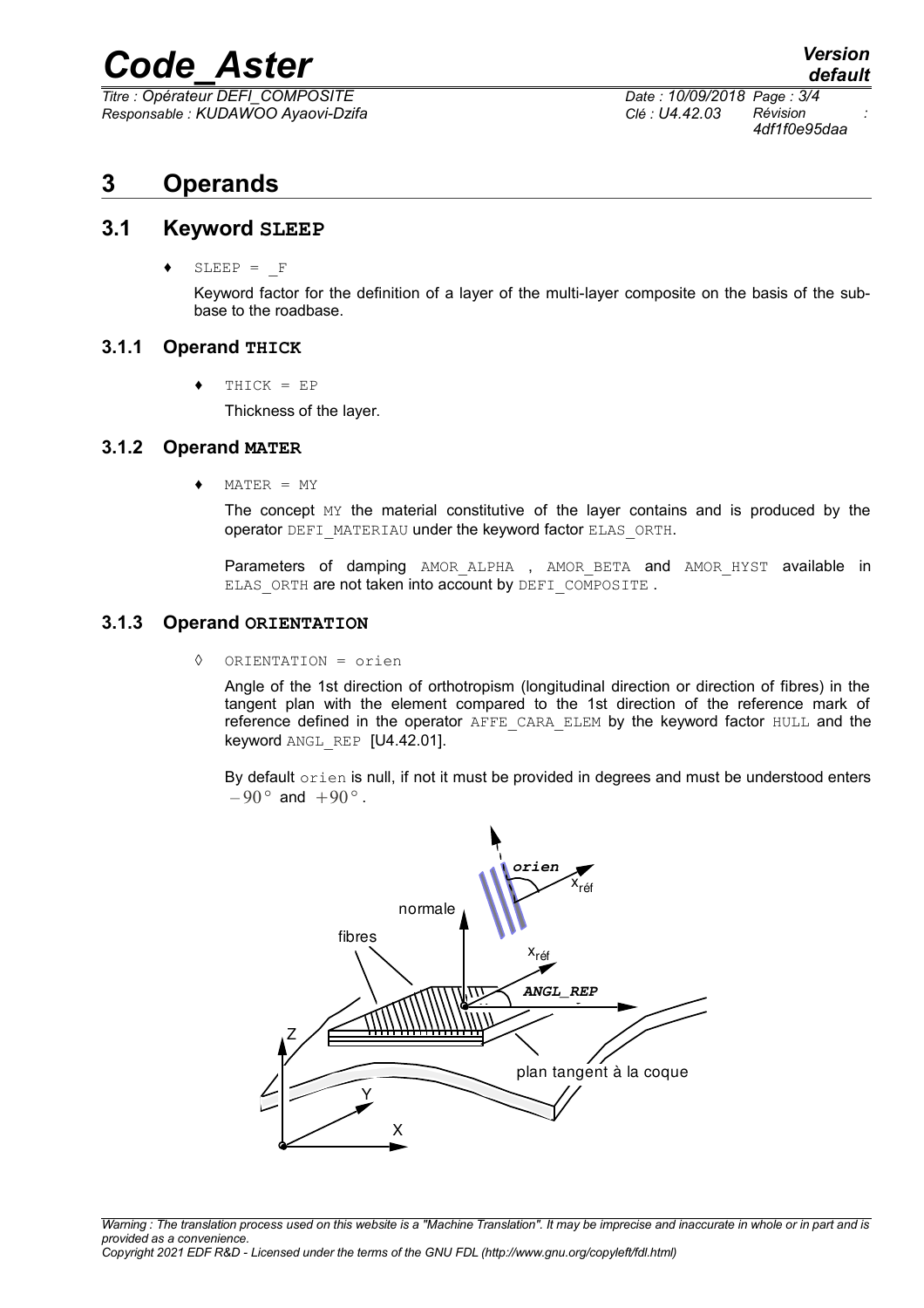# 3 Operands

## 3.1 Keyword SLEEP

♦ SLEEP = _F

Keyword factor for the definition of a layer of the multi-layer composite on the basis of the sub-base to the roadbase.

### 3.1.1 Operand THICK

♦ THICK = EP

Thickness of the layer.

### 3.1.2 Operand MATER

♦ MATER = MY

The concept MY the material constitutive of the layer contains and is produced by the operator DEFI_MATERIAU under the keyword factor ELAS_ORTH.

Parameters of damping AMOR_ALPHA , AMOR_BETA and AMOR_HYST available in ELAS_ORTH are not taken into account by DEFI_COMPOSITE .

### 3.1.3 Operand ORIENTATION

◊ ORIENTATION = orien

Angle of the 1st direction of orthotropism (longitudinal direction or direction of fibres) in the tangent plan with the element compared to the 1st direction of the reference mark of reference defined in the operator AFFE_CARA_ELEM by the keyword factor HULL and the keyword ANGL_REP [U4.42.01].

By default orien is null, if not it must be provided in degrees and must be understood enters $-90°$ and $+90°$.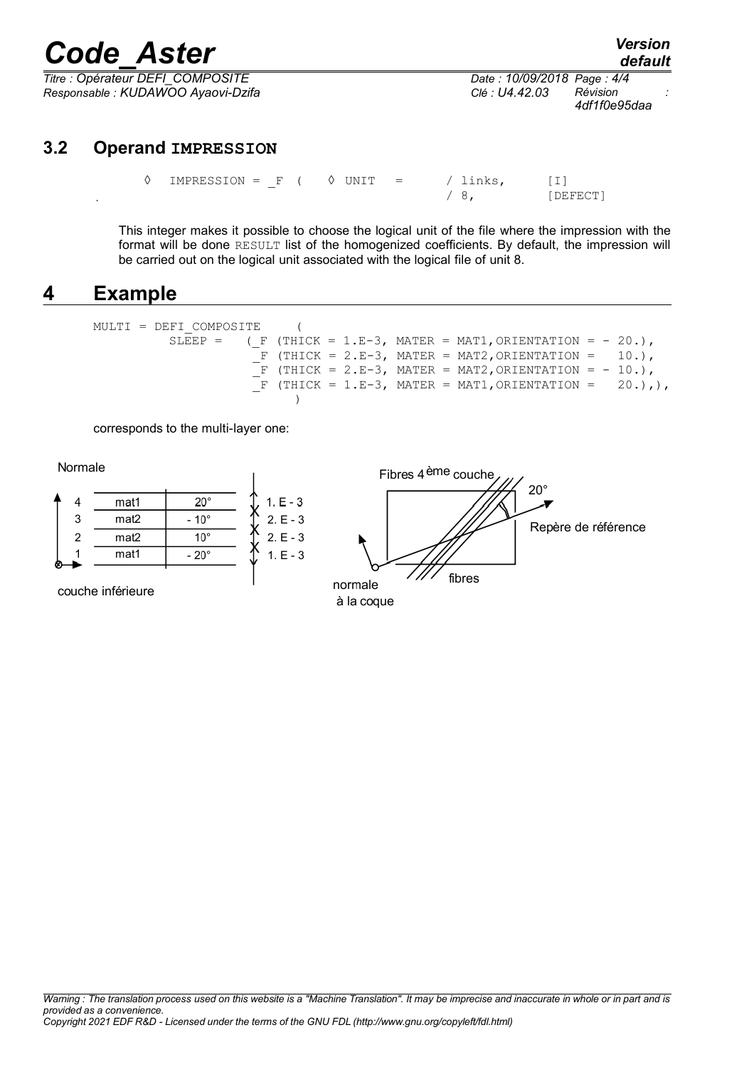## 3.2 Operand IMPRESSION

```
◊  IMPRESSION = _F (   ◊ UNIT   =      / links,     [I]
.                                      / 8,         [DEFECT]
```

This integer makes it possible to choose the logical unit of the file where the impression with the format will be done RESULT list of the homogenized coefficients. By default, the impression will be carried out on the logical unit associated with the logical file of unit 8.

# 4 Example

```
MULTI = DEFI_COMPOSITE     (
         SLEEP =    (_F (THICK = 1.E-3, MATER = MAT1,ORIENTATION = - 20.),
                     _F (THICK = 2.E-3, MATER = MAT2,ORIENTATION =   10.),
                     _F (THICK = 2.E-3, MATER = MAT2,ORIENTATION = - 10.),
                     _F (THICK = 1.E-3, MATER = MAT1,ORIENTATION =   20.),),
                          )
```

corresponds to the multi-layer one:

Normale

| | | | |
|---|---|---|---|
| 4 | mat1 | 20° | 1. E - 3 |
| 3 | mat2 | - 10° | 2. E - 3 |
| 2 | mat2 | 10° | 2. E - 3 |
| 1 | mat1 | - 20° | 1. E - 3 |

couche inférieure

Fibres 4ème couche

20°

Repère de référence

fibres

normale à la coque